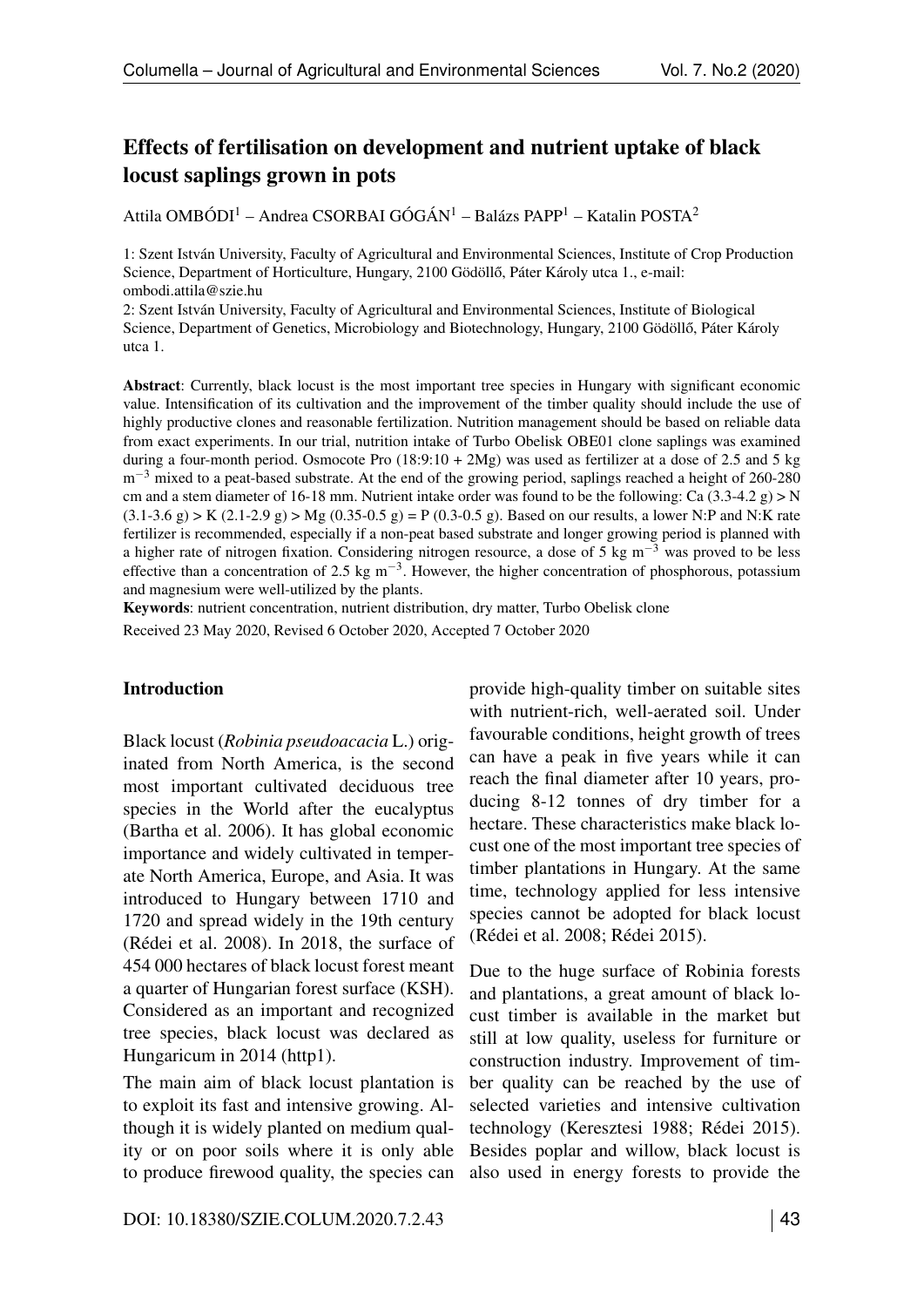# Effects of fertilisation on development and nutrient uptake of black locust saplings grown in pots

Attila OMBÓDI[1] – Andrea CSORBAI GÓGÁN[1] – Balázs PAPP[1] – Katalin POSTA[2]

1: Szent István University, Faculty of Agricultural and Environmental Sciences, Institute of Crop Production Science, Department of Horticulture, Hungary, 2100 Gödöllő, Páter Károly utca 1., e-mail: ombodi.attila@szie.hu

2: Szent István University, Faculty of Agricultural and Environmental Sciences, Institute of Biological Science, Department of Genetics, Microbiology and Biotechnology, Hungary, 2100 Gödöllő, Páter Károly utca 1.

**Abstract**: Currently, black locust is the most important tree species in Hungary with significant economic value. Intensification of its cultivation and the improvement of the timber quality should include the use of highly productive clones and reasonable fertilization. Nutrition management should be based on reliable data from exact experiments. In our trial, nutrition intake of Turbo Obelisk OBE01 clone saplings was examined during a four-month period. Osmocote Pro (18:9:10 + 2Mg) was used as fertilizer at a dose of 2.5 and 5 kg $m^{-3}$ mixed to a peat-based substrate. At the end of the growing period, saplings reached a height of 260-280 cm and a stem diameter of 16-18 mm. Nutrient intake order was found to be the following: Ca (3.3-4.2 g) > N (3.1-3.6 g) > K (2.1-2.9 g) > Mg (0.35-0.5 g) = P (0.3-0.5 g). Based on our results, a lower N:P and N:K rate fertilizer is recommended, especially if a non-peat based substrate and longer growing period is planned with a higher rate of nitrogen fixation. Considering nitrogen resource, a dose of 5 kg $m^{-3}$ was proved to be less effective than a concentration of 2.5 kg $m^{-3}$. However, the higher concentration of phosphorous, potassium and magnesium were well-utilized by the plants.

**Keywords**: nutrient concentration, nutrient distribution, dry matter, Turbo Obelisk clone

Received 23 May 2020, Revised 6 October 2020, Accepted 7 October 2020

## Introduction

Black locust (*Robinia pseudoacacia* L.) originated from North America, is the second most important cultivated deciduous tree species in the World after the eucalyptus (Bartha et al. 2006). It has global economic importance and widely cultivated in temperate North America, Europe, and Asia. It was introduced to Hungary between 1710 and 1720 and spread widely in the 19th century (Rédei et al. 2008). In 2018, the surface of 454 000 hectares of black locust forest meant a quarter of Hungarian forest surface (KSH). Considered as an important and recognized tree species, black locust was declared as Hungaricum in 2014 (http1).

The main aim of black locust plantation is to exploit its fast and intensive growing. Although it is widely planted on medium quality or on poor soils where it is only able to produce firewood quality, the species can provide high-quality timber on suitable sites with nutrient-rich, well-aerated soil. Under favourable conditions, height growth of trees can have a peak in five years while it can reach the final diameter after 10 years, producing 8-12 tonnes of dry timber for a hectare. These characteristics make black locust one of the most important tree species of timber plantations in Hungary. At the same time, technology applied for less intensive species cannot be adopted for black locust (Rédei et al. 2008; Rédei 2015).

Due to the huge surface of Robinia forests and plantations, a great amount of black locust timber is available in the market but still at low quality, useless for furniture or construction industry. Improvement of timber quality can be reached by the use of selected varieties and intensive cultivation technology (Keresztesi 1988; Rédei 2015). Besides poplar and willow, black locust is also used in energy forests to provide the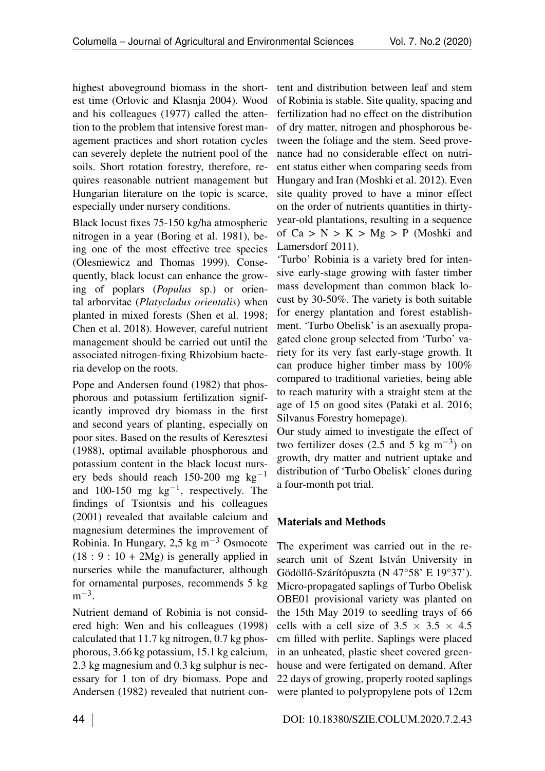highest aboveground biomass in the shortest time (Orlovic and Klasnja 2004). Wood and his colleagues (1977) called the attention to the problem that intensive forest management practices and short rotation cycles can severely deplete the nutrient pool of the soils. Short rotation forestry, therefore, requires reasonable nutrient management but Hungarian literature on the topic is scarce, especially under nursery conditions.

Black locust fixes 75-150 kg/ha atmospheric nitrogen in a year (Boring et al. 1981), being one of the most effective tree species (Olesniewicz and Thomas 1999). Consequently, black locust can enhance the growing of poplars (*Populus* sp.) or oriental arborvitae (*Platycladus orientalis*) when planted in mixed forests (Shen et al. 1998; Chen et al. 2018). However, careful nutrient management should be carried out until the associated nitrogen-fixing Rhizobium bacteria develop on the roots.

Pope and Andersen found (1982) that phosphorous and potassium fertilization significantly improved dry biomass in the first and second years of planting, especially on poor sites. Based on the results of Keresztesi (1988), optimal available phosphorous and potassium content in the black locust nursery beds should reach 150-200 mg $kg^{-1}$ and 100-150 mg $kg^{-1}$, respectively. The findings of Tsiontsis and his colleagues (2001) revealed that available calcium and magnesium determines the improvement of Robinia. In Hungary, 2,5 kg $m^{-3}$ Osmocote (18 : 9 : 10 + 2Mg) is generally applied in nurseries while the manufacturer, although for ornamental purposes, recommends 5 kg $m^{-3}$.

Nutrient demand of Robinia is not considered high: Wen and his colleagues (1998) calculated that 11.7 kg nitrogen, 0.7 kg phosphorous, 3.66 kg potassium, 15.1 kg calcium, 2.3 kg magnesium and 0.3 kg sulphur is necessary for 1 ton of dry biomass. Pope and Andersen (1982) revealed that nutrient content and distribution between leaf and stem of Robinia is stable. Site quality, spacing and fertilization had no effect on the distribution of dry matter, nitrogen and phosphorous between the foliage and the stem. Seed provenance had no considerable effect on nutrient status either when comparing seeds from Hungary and Iran (Moshki et al. 2012). Even site quality proved to have a minor effect on the order of nutrients quantities in thirty-year-old plantations, resulting in a sequence of Ca > N > K > Mg > P (Moshki and Lamersdorf 2011).

'Turbo' Robinia is a variety bred for intensive early-stage growing with faster timber mass development than common black locust by 30-50%. The variety is both suitable for energy plantation and forest establishment. 'Turbo Obelisk' is an asexually propagated clone group selected from 'Turbo' variety for its very fast early-stage growth. It can produce higher timber mass by 100% compared to traditional varieties, being able to reach maturity with a straight stem at the age of 15 on good sites (Pataki et al. 2016; Silvanus Forestry homepage).

Our study aimed to investigate the effect of two fertilizer doses (2.5 and 5 kg $m^{-3}$) on growth, dry matter and nutrient uptake and distribution of 'Turbo Obelisk' clones during a four-month pot trial.

## Materials and Methods

The experiment was carried out in the research unit of Szent István University in Gödöllő-Szárítópuszta (N 47°58' E 19°37'). Micro-propagated saplings of Turbo Obelisk OBE01 provisional variety was planted on the 15th May 2019 to seedling trays of 66 cells with a cell size of 3.5 × 3.5 × 4.5 cm filled with perlite. Saplings were placed in an unheated, plastic sheet covered greenhouse and were fertigated on demand. After 22 days of growing, properly rooted saplings were planted to polypropylene pots of 12cm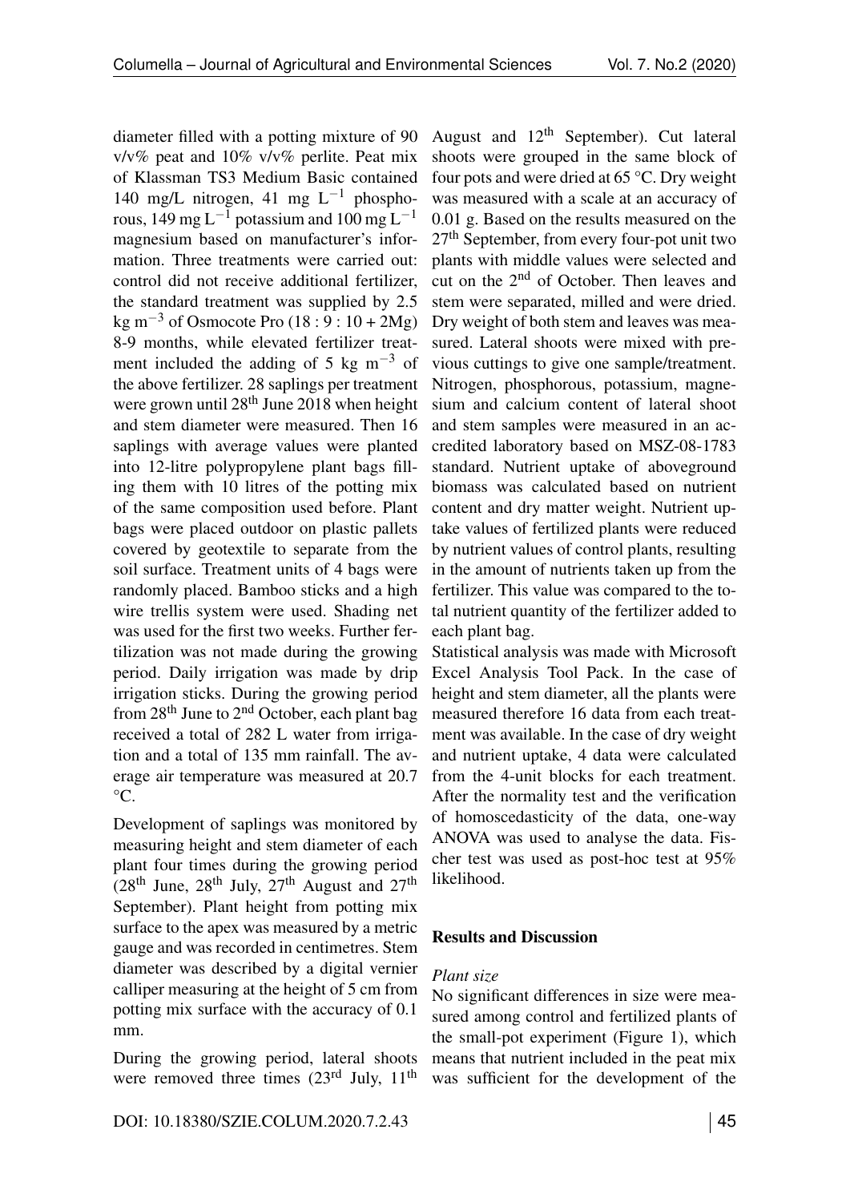diameter filled with a potting mixture of 90 v/v% peat and 10% v/v% perlite. Peat mix of Klassman TS3 Medium Basic contained 140 mg/L nitrogen, 41 mg $L^{-1}$ phosphorous, 149 mg $L^{-1}$ potassium and 100 mg $L^{-1}$ magnesium based on manufacturer's information. Three treatments were carried out: control did not receive additional fertilizer, the standard treatment was supplied by 2.5 kg $m^{-3}$ of Osmocote Pro (18 : 9 : 10 + 2Mg) 8-9 months, while elevated fertilizer treatment included the adding of 5 kg $m^{-3}$ of the above fertilizer. 28 saplings per treatment were grown until 28th June 2018 when height and stem diameter were measured. Then 16 saplings with average values were planted into 12-litre polypropylene plant bags filling them with 10 litres of the potting mix of the same composition used before. Plant bags were placed outdoor on plastic pallets covered by geotextile to separate from the soil surface. Treatment units of 4 bags were randomly placed. Bamboo sticks and a high wire trellis system were used. Shading net was used for the first two weeks. Further fertilization was not made during the growing period. Daily irrigation was made by drip irrigation sticks. During the growing period from 28th June to 2nd October, each plant bag received a total of 282 L water from irrigation and a total of 135 mm rainfall. The average air temperature was measured at 20.7 °C.

Development of saplings was monitored by measuring height and stem diameter of each plant four times during the growing period (28th June, 28th July, 27th August and 27th September). Plant height from potting mix surface to the apex was measured by a metric gauge and was recorded in centimetres. Stem diameter was described by a digital vernier calliper measuring at the height of 5 cm from potting mix surface with the accuracy of 0.1 mm.

During the growing period, lateral shoots were removed three times (23rd July, 11th August and 12th September). Cut lateral shoots were grouped in the same block of four pots and were dried at 65 °C. Dry weight was measured with a scale at an accuracy of 0.01 g. Based on the results measured on the 27th September, from every four-pot unit two plants with middle values were selected and cut on the 2nd of October. Then leaves and stem were separated, milled and were dried. Dry weight of both stem and leaves was measured. Lateral shoots were mixed with previous cuttings to give one sample/treatment. Nitrogen, phosphorous, potassium, magnesium and calcium content of lateral shoot and stem samples were measured in an accredited laboratory based on MSZ-08-1783 standard. Nutrient uptake of aboveground biomass was calculated based on nutrient content and dry matter weight. Nutrient uptake values of fertilized plants were reduced by nutrient values of control plants, resulting in the amount of nutrients taken up from the fertilizer. This value was compared to the total nutrient quantity of the fertilizer added to each plant bag.

Statistical analysis was made with Microsoft Excel Analysis Tool Pack. In the case of height and stem diameter, all the plants were measured therefore 16 data from each treatment was available. In the case of dry weight and nutrient uptake, 4 data were calculated from the 4-unit blocks for each treatment. After the normality test and the verification of homoscedasticity of the data, one-way ANOVA was used to analyse the data. Fischer test was used as post-hoc test at 95% likelihood.

## Results and Discussion

### *Plant size*

No significant differences in size were measured among control and fertilized plants of the small-pot experiment (Figure 1), which means that nutrient included in the peat mix was sufficient for the development of the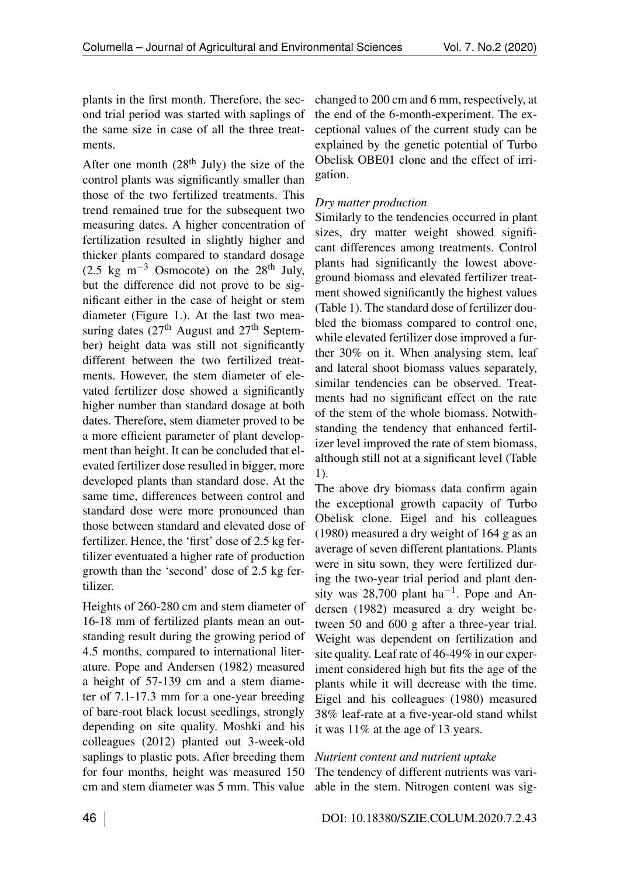plants in the first month. Therefore, the second trial period was started with saplings of the same size in case of all the three treatments.

After one month (28$^{th}$ July) the size of the control plants was significantly smaller than those of the two fertilized treatments. This trend remained true for the subsequent two measuring dates. A higher concentration of fertilization resulted in slightly higher and thicker plants compared to standard dosage (2.5 kg $m^{-3}$ Osmocote) on the 28$^{th}$ July, but the difference did not prove to be significant either in the case of height or stem diameter (Figure 1.). At the last two measuring dates (27$^{th}$ August and 27$^{th}$ September) height data was still not significantly different between the two fertilized treatments. However, the stem diameter of elevated fertilizer dose showed a significantly higher number than standard dosage at both dates. Therefore, stem diameter proved to be a more efficient parameter of plant development than height. It can be concluded that elevated fertilizer dose resulted in bigger, more developed plants than standard dose. At the same time, differences between control and standard dose were more pronounced than those between standard and elevated dose of fertilizer. Hence, the 'first' dose of 2.5 kg fertilizer eventuated a higher rate of production growth than the 'second' dose of 2.5 kg fertilizer.

Heights of 260-280 cm and stem diameter of 16-18 mm of fertilized plants mean an outstanding result during the growing period of 4.5 months, compared to international literature. Pope and Andersen (1982) measured a height of 57-139 cm and a stem diameter of 7.1-17.3 mm for a one-year breeding of bare-root black locust seedlings, strongly depending on site quality. Moshki and his colleagues (2012) planted out 3-week-old saplings to plastic pots. After breeding them for four months, height was measured 150 cm and stem diameter was 5 mm. This value changed to 200 cm and 6 mm, respectively, at the end of the 6-month-experiment. The exceptional values of the current study can be explained by the genetic potential of Turbo Obelisk OBE01 clone and the effect of irrigation.

*Dry matter production*

Similarly to the tendencies occurred in plant sizes, dry matter weight showed significant differences among treatments. Control plants had significantly the lowest aboveground biomass and elevated fertilizer treatment showed significantly the highest values (Table 1). The standard dose of fertilizer doubled the biomass compared to control one, while elevated fertilizer dose improved a further 30% on it. When analysing stem, leaf and lateral shoot biomass values separately, similar tendencies can be observed. Treatments had no significant effect on the rate of the stem of the whole biomass. Notwithstanding the tendency that enhanced fertilizer level improved the rate of stem biomass, although still not at a significant level (Table 1).

The above dry biomass data confirm again the exceptional growth capacity of Turbo Obelisk clone. Eigel and his colleagues (1980) measured a dry weight of 164 g as an average of seven different plantations. Plants were in situ sown, they were fertilized during the two-year trial period and plant density was 28,700 plant $ha^{-1}$. Pope and Andersen (1982) measured a dry weight between 50 and 600 g after a three-year trial. Weight was dependent on fertilization and site quality. Leaf rate of 46-49% in our experiment considered high but fits the age of the plants while it will decrease with the time. Eigel and his colleagues (1980) measured 38% leaf-rate at a five-year-old stand whilst it was 11% at the age of 13 years.

*Nutrient content and nutrient uptake*

The tendency of different nutrients was variable in the stem. Nitrogen content was sig-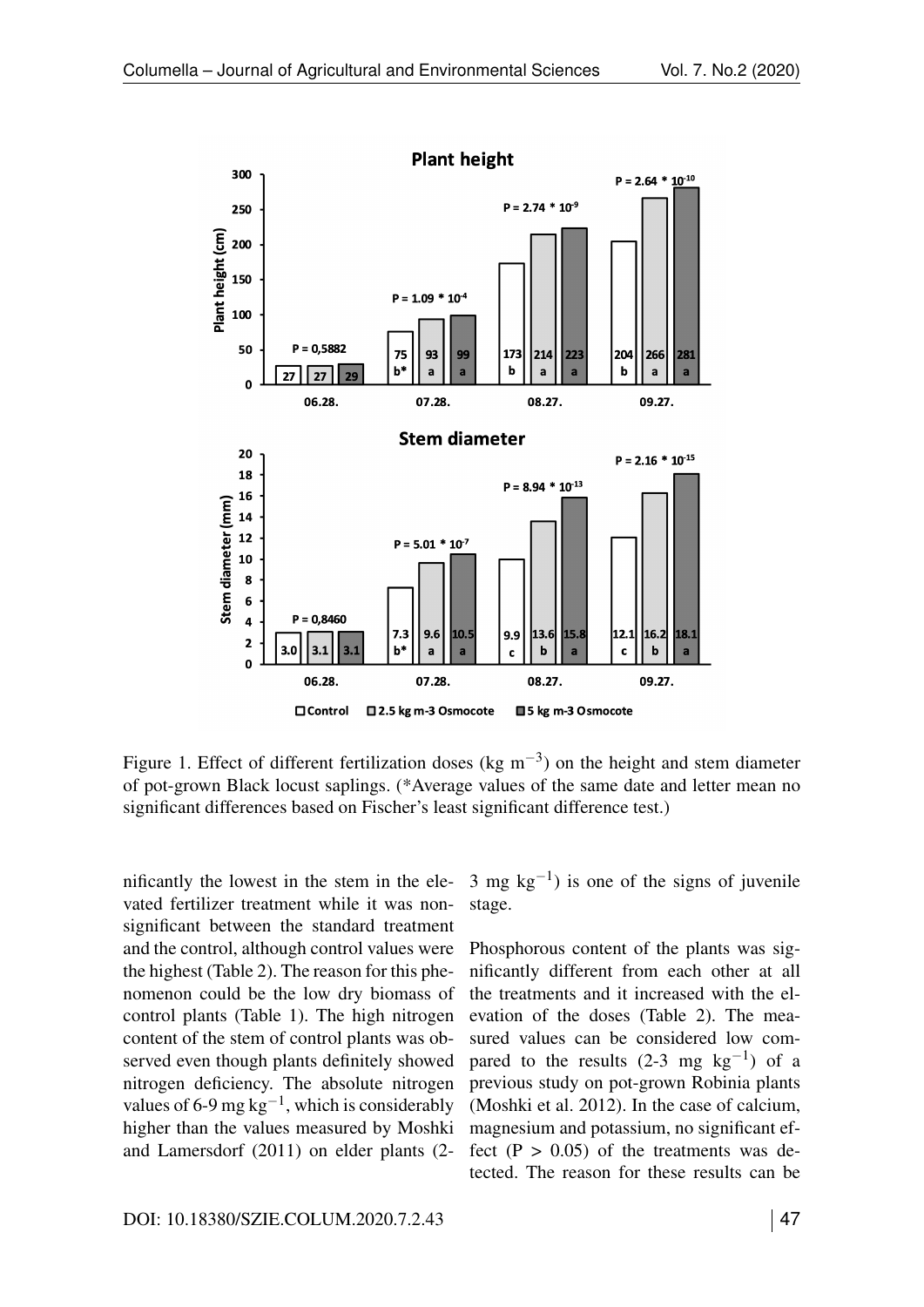Figure 1. Effect of different fertilization doses (kg $m^{-3}$) on the height and stem diameter of pot-grown Black locust saplings. (*Average values of the same date and letter mean no significant differences based on Fischer's least significant difference test.)

nificantly the lowest in the stem in the elevated fertilizer treatment while it was non-significant between the standard treatment and the control, although control values were the highest (Table 2). The reason for this phenomenon could be the low dry biomass of control plants (Table 1). The high nitrogen content of the stem of control plants was observed even though plants definitely showed nitrogen deficiency. The absolute nitrogen values of 6-9 mg $kg^{-1}$, which is considerably higher than the values measured by Moshki and Lamersdorf (2011) on elder plants (2-3 mg $kg^{-1}$) is one of the signs of juvenile stage.

Phosphorous content of the plants was significantly different from each other at all the treatments and it increased with the elevation of the doses (Table 2). The measured values can be considered low compared to the results (2-3 mg $kg^{-1}$) of a previous study on pot-grown Robinia plants (Moshki et al. 2012). In the case of calcium, magnesium and potassium, no significant effect ($P > 0.05$) of the treatments was detected. The reason for these results can be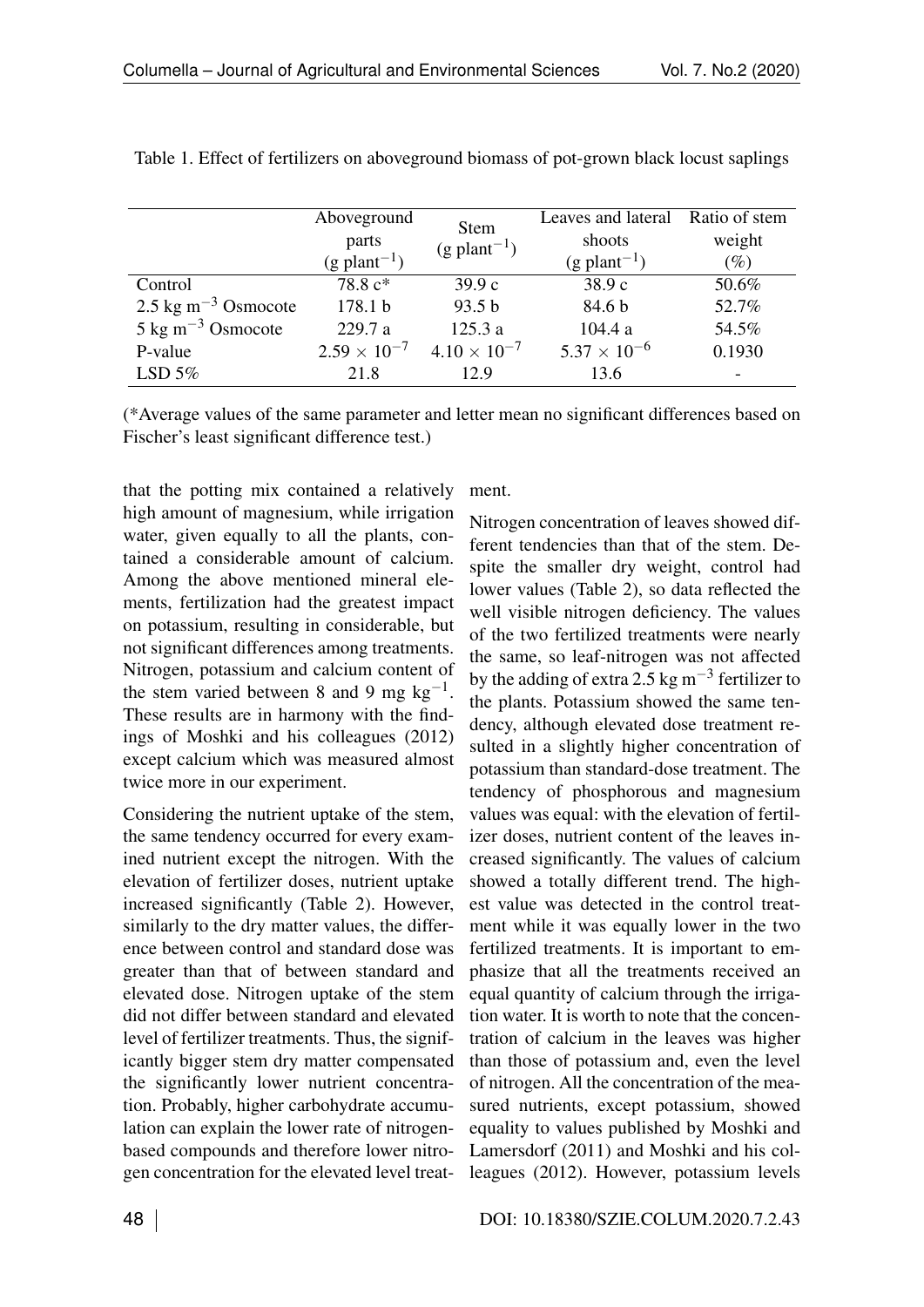Table 1. Effect of fertilizers on aboveground biomass of pot-grown black locust saplings

| | Aboveground parts (g plant$^{-1}$) | Stem (g plant$^{-1}$) | Leaves and lateral shoots (g plant$^{-1}$) | Ratio of stem weight (%) |
|---|---|---|---|---|
| Control | 78.8 c* | 39.9 c | 38.9 c | 50.6% |
| 2.5 kg m$^{-3}$ Osmocote | 178.1 b | 93.5 b | 84.6 b | 52.7% |
| 5 kg m$^{-3}$ Osmocote | 229.7 a | 125.3 a | 104.4 a | 54.5% |
| P-value | $2.59 \times 10^{-7}$ | $4.10 \times 10^{-7}$ | $5.37 \times 10^{-6}$ | 0.1930 |
| LSD 5% | 21.8 | 12.9 | 13.6 | - |

(*Average values of the same parameter and letter mean no significant differences based on Fischer's least significant difference test.)

that the potting mix contained a relatively high amount of magnesium, while irrigation water, given equally to all the plants, contained a considerable amount of calcium. Among the above mentioned mineral elements, fertilization had the greatest impact on potassium, resulting in considerable, but not significant differences among treatments. Nitrogen, potassium and calcium content of the stem varied between 8 and 9 mg kg$^{-1}$. These results are in harmony with the findings of Moshki and his colleagues (2012) except calcium which was measured almost twice more in our experiment.

Considering the nutrient uptake of the stem, the same tendency occurred for every examined nutrient except the nitrogen. With the elevation of fertilizer doses, nutrient uptake increased significantly (Table 2). However, similarly to the dry matter values, the difference between control and standard dose was greater than that of between standard and elevated dose. Nitrogen uptake of the stem did not differ between standard and elevated level of fertilizer treatments. Thus, the significantly bigger stem dry matter compensated the significantly lower nutrient concentration. Probably, higher carbohydrate accumulation can explain the lower rate of nitrogen-based compounds and therefore lower nitrogen concentration for the elevated level treatment.

Nitrogen concentration of leaves showed different tendencies than that of the stem. Despite the smaller dry weight, control had lower values (Table 2), so data reflected the well visible nitrogen deficiency. The values of the two fertilized treatments were nearly the same, so leaf-nitrogen was not affected by the adding of extra 2.5 kg m$^{-3}$ fertilizer to the plants. Potassium showed the same tendency, although elevated dose treatment resulted in a slightly higher concentration of potassium than standard-dose treatment. The tendency of phosphorous and magnesium values was equal: with the elevation of fertilizer doses, nutrient content of the leaves increased significantly. The values of calcium showed a totally different trend. The highest value was detected in the control treatment while it was equally lower in the two fertilized treatments. It is important to emphasize that all the treatments received an equal quantity of calcium through the irrigation water. It is worth to note that the concentration of calcium in the leaves was higher than those of potassium and, even the level of nitrogen. All the concentration of the measured nutrients, except potassium, showed equality to values published by Moshki and Lamersdorf (2011) and Moshki and his colleagues (2012). However, potassium levels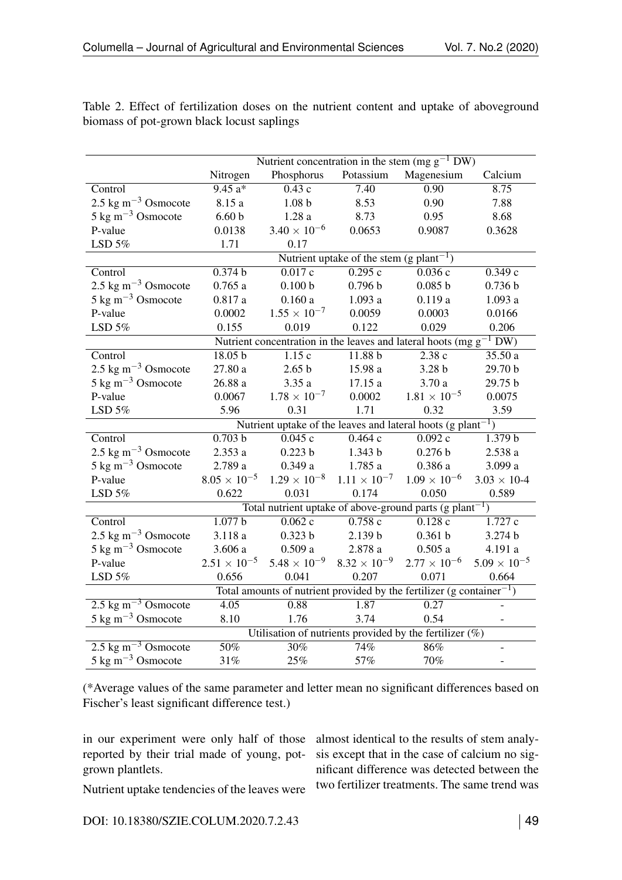Table 2. Effect of fertilization doses on the nutrient content and uptake of aboveground biomass of pot-grown black locust saplings

| | Nutrient concentration in the stem (mg $g^{-1}$ DW) | | | | |
|---|---|---|---|---|---|
| | Nitrogen | Phosphorus | Potassium | Magenesium | Calcium |
| Control | 9.45 a* | 0.43 c | 7.40 | 0.90 | 8.75 |
| 2.5 kg $m^{-3}$ Osmocote | 8.15 a | 1.08 b | 8.53 | 0.90 | 7.88 |
| 5 kg $m^{-3}$ Osmocote | 6.60 b | 1.28 a | 8.73 | 0.95 | 8.68 |
| P-value | 0.0138 | $3.40 \times 10^{-6}$ | 0.0653 | 0.9087 | 0.3628 |
| LSD 5% | 1.71 | 0.17 | | | |
| | Nutrient uptake of the stem (g $plant^{-1}$) | | | | |
| Control | 0.374 b | 0.017 c | 0.295 c | 0.036 c | 0.349 c |
| 2.5 kg $m^{-3}$ Osmocote | 0.765 a | 0.100 b | 0.796 b | 0.085 b | 0.736 b |
| 5 kg $m^{-3}$ Osmocote | 0.817 a | 0.160 a | 1.093 a | 0.119 a | 1.093 a |
| P-value | 0.0002 | $1.55 \times 10^{-7}$ | 0.0059 | 0.0003 | 0.0166 |
| LSD 5% | 0.155 | 0.019 | 0.122 | 0.029 | 0.206 |
| | Nutrient concentration in the leaves and lateral hoots (mg $g^{-1}$ DW) | | | | |
| Control | 18.05 b | 1.15 c | 11.88 b | 2.38 c | 35.50 a |
| 2.5 kg $m^{-3}$ Osmocote | 27.80 a | 2.65 b | 15.98 a | 3.28 b | 29.70 b |
| 5 kg $m^{-3}$ Osmocote | 26.88 a | 3.35 a | 17.15 a | 3.70 a | 29.75 b |
| P-value | 0.0067 | $1.78 \times 10^{-7}$ | 0.0002 | $1.81 \times 10^{-5}$ | 0.0075 |
| LSD 5% | 5.96 | 0.31 | 1.71 | 0.32 | 3.59 |
| | Nutrient uptake of the leaves and lateral hoots (g $plant^{-1}$) | | | | |
| Control | 0.703 b | 0.045 c | 0.464 c | 0.092 c | 1.379 b |
| 2.5 kg $m^{-3}$ Osmocote | 2.353 a | 0.223 b | 1.343 b | 0.276 b | 2.538 a |
| 5 kg $m^{-3}$ Osmocote | 2.789 a | 0.349 a | 1.785 a | 0.386 a | 3.099 a |
| P-value | $8.05 \times 10^{-5}$ | $1.29 \times 10^{-8}$ | $1.11 \times 10^{-7}$ | $1.09 \times 10^{-6}$ | $3.03 \times$ 10-4 |
| LSD 5% | 0.622 | 0.031 | 0.174 | 0.050 | 0.589 |
| | Total nutrient uptake of above-ground parts (g $plant^{-1}$) | | | | |
| Control | 1.077 b | 0.062 c | 0.758 c | 0.128 c | 1.727 c |
| 2.5 kg $m^{-3}$ Osmocote | 3.118 a | 0.323 b | 2.139 b | 0.361 b | 3.274 b |
| 5 kg $m^{-3}$ Osmocote | 3.606 a | 0.509 a | 2.878 a | 0.505 a | 4.191 a |
| P-value | $2.51 \times 10^{-5}$ | $5.48 \times 10^{-9}$ | $8.32 \times 10^{-9}$ | $2.77 \times 10^{-6}$ | $5.09 \times 10^{-5}$ |
| LSD 5% | 0.656 | 0.041 | 0.207 | 0.071 | 0.664 |
| | Total amounts of nutrient provided by the fertilizer (g $container^{-1}$) | | | | |
| 2.5 kg $m^{-3}$ Osmocote | 4.05 | 0.88 | 1.87 | 0.27 | - |
| 5 kg $m^{-3}$ Osmocote | 8.10 | 1.76 | 3.74 | 0.54 | - |
| | Utilisation of nutrients provided by the fertilizer (%) | | | | |
| 2.5 kg $m^{-3}$ Osmocote | 50% | 30% | 74% | 86% | - |
| 5 kg $m^{-3}$ Osmocote | 31% | 25% | 57% | 70% | - |

(*Average values of the same parameter and letter mean no significant differences based on Fischer's least significant difference test.)

in our experiment were only half of those reported by their trial made of young, pot-grown plantlets.

Nutrient uptake tendencies of the leaves were almost identical to the results of stem analysis except that in the case of calcium no significant difference was detected between the two fertilizer treatments. The same trend was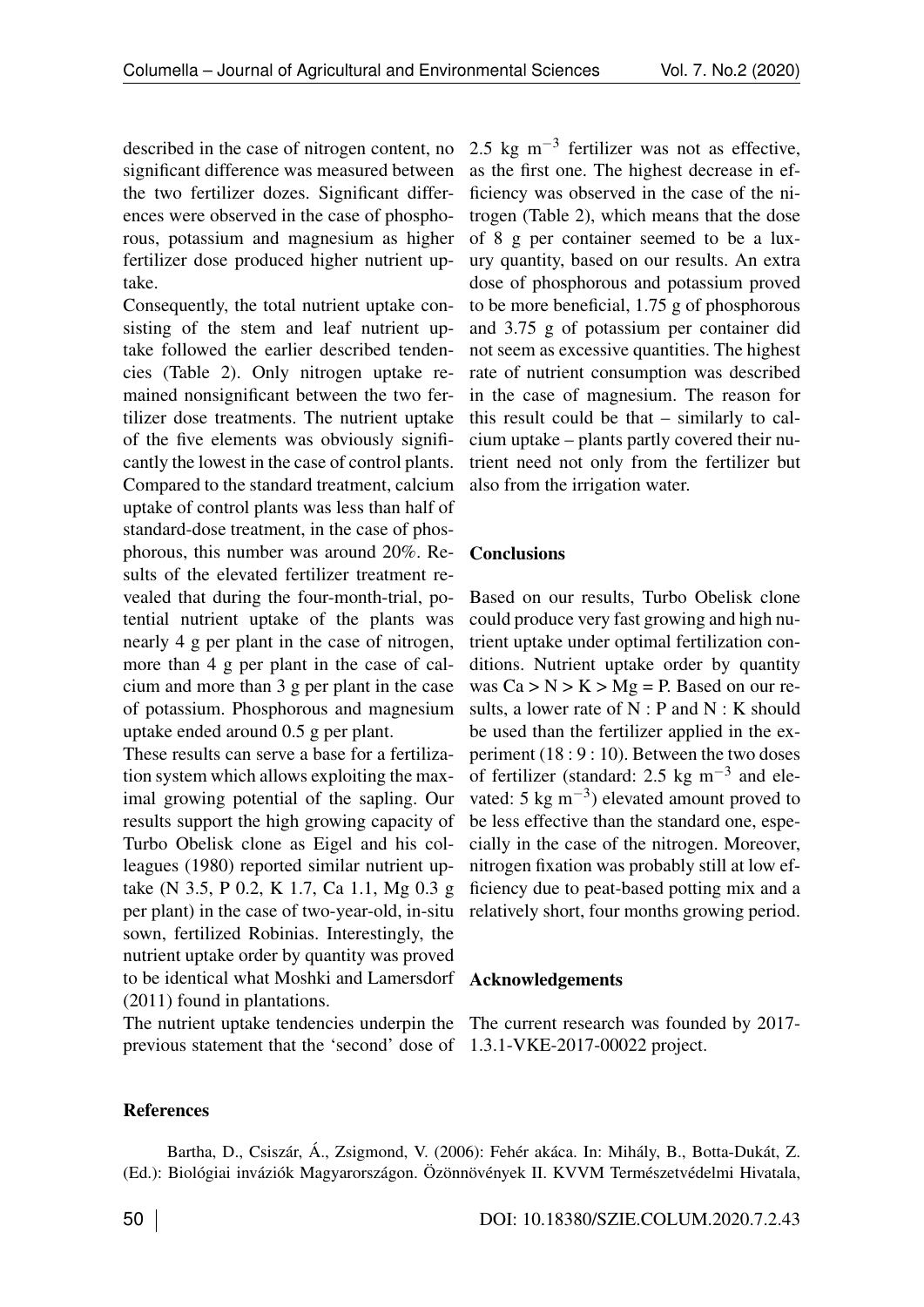described in the case of nitrogen content, no significant difference was measured between the two fertilizer dozes. Significant differences were observed in the case of phosphorous, potassium and magnesium as higher fertilizer dose produced higher nutrient uptake.

Consequently, the total nutrient uptake consisting of the stem and leaf nutrient uptake followed the earlier described tendencies (Table 2). Only nitrogen uptake remained nonsignificant between the two fertilizer dose treatments. The nutrient uptake of the five elements was obviously significantly the lowest in the case of control plants. Compared to the standard treatment, calcium uptake of control plants was less than half of standard-dose treatment, in the case of phosphorous, this number was around 20%. Results of the elevated fertilizer treatment revealed that during the four-month-trial, potential nutrient uptake of the plants was nearly 4 g per plant in the case of nitrogen, more than 4 g per plant in the case of calcium and more than 3 g per plant in the case of potassium. Phosphorous and magnesium uptake ended around 0.5 g per plant.

These results can serve a base for a fertilization system which allows exploiting the maximal growing potential of the sapling. Our results support the high growing capacity of Turbo Obelisk clone as Eigel and his colleagues (1980) reported similar nutrient uptake (N 3.5, P 0.2, K 1.7, Ca 1.1, Mg 0.3 g per plant) in the case of two-year-old, in-situ sown, fertilized Robinias. Interestingly, the nutrient uptake order by quantity was proved to be identical what Moshki and Lamersdorf (2011) found in plantations.

The nutrient uptake tendencies underpin the previous statement that the 'second' dose of 2.5 kg $m^{-3}$ fertilizer was not as effective, as the first one. The highest decrease in efficiency was observed in the case of the nitrogen (Table 2), which means that the dose of 8 g per container seemed to be a luxury quantity, based on our results. An extra dose of phosphorous and potassium proved to be more beneficial, 1.75 g of phosphorous and 3.75 g of potassium per container did not seem as excessive quantities. The highest rate of nutrient consumption was described in the case of magnesium. The reason for this result could be that – similarly to calcium uptake – plants partly covered their nutrient need not only from the fertilizer but also from the irrigation water.

## Conclusions

Based on our results, Turbo Obelisk clone could produce very fast growing and high nutrient uptake under optimal fertilization conditions. Nutrient uptake order by quantity was Ca > N > K > Mg = P. Based on our results, a lower rate of N : P and N : K should be used than the fertilizer applied in the experiment (18 : 9 : 10). Between the two doses of fertilizer (standard: 2.5 kg $m^{-3}$ and elevated: 5 kg $m^{-3}$) elevated amount proved to be less effective than the standard one, especially in the case of the nitrogen. Moreover, nitrogen fixation was probably still at low efficiency due to peat-based potting mix and a relatively short, four months growing period.

## Acknowledgements

The current research was founded by 2017-1.3.1-VKE-2017-00022 project.

## References

Bartha, D., Csiszár, Á., Zsigmond, V. (2006): Fehér akáca. In: Mihály, B., Botta-Dukát, Z. (Ed.): Biológiai inváziók Magyarországon. Özönnövények II. KVVM Természetvédelmi Hivatala,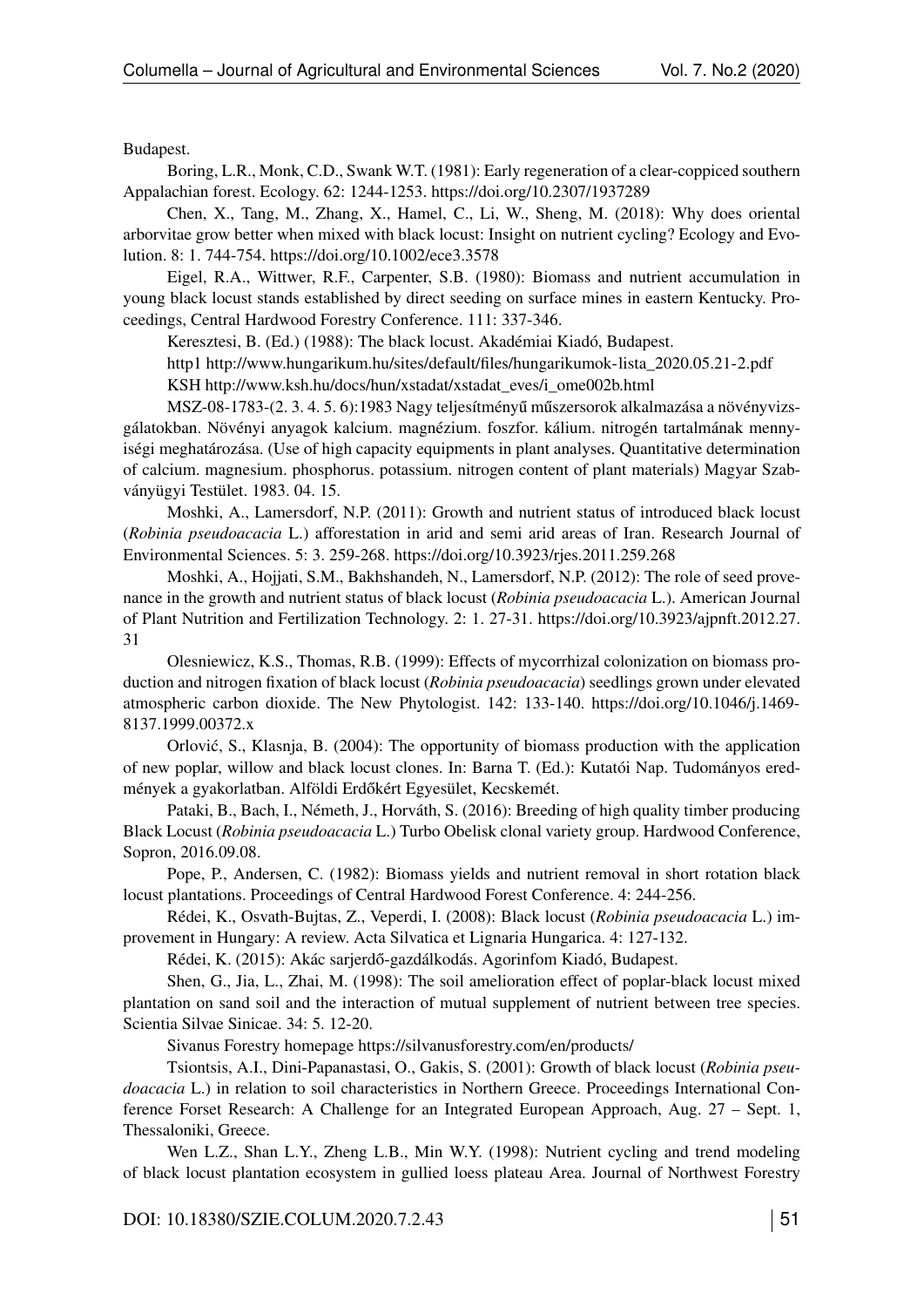Budapest.

Boring, L.R., Monk, C.D., Swank W.T. (1981): Early regeneration of a clear-coppiced southern Appalachian forest. Ecology. 62: 1244-1253. https://doi.org/10.2307/1937289

Chen, X., Tang, M., Zhang, X., Hamel, C., Li, W., Sheng, M. (2018): Why does oriental arborvitae grow better when mixed with black locust: Insight on nutrient cycling? Ecology and Evolution. 8: 1. 744-754. https://doi.org/10.1002/ece3.3578

Eigel, R.A., Wittwer, R.F., Carpenter, S.B. (1980): Biomass and nutrient accumulation in young black locust stands established by direct seeding on surface mines in eastern Kentucky. Proceedings, Central Hardwood Forestry Conference. 111: 337-346.

Keresztesi, B. (Ed.) (1988): The black locust. Akadémiai Kiadó, Budapest.

http1 http://www.hungarikum.hu/sites/default/files/hungarikumok-lista_2020.05.21-2.pdf

KSH http://www.ksh.hu/docs/hun/xstadat/xstadat_eves/i_ome002b.html

MSZ-08-1783-(2. 3. 4. 5. 6):1983 Nagy teljesítményű műszersorok alkalmazása a növényvizsgálatokban. Növényi anyagok kalcium. magnézium. foszfor. kálium. nitrogén tartalmának mennyiségi meghatározása. (Use of high capacity equipments in plant analyses. Quantitative determination of calcium. magnesium. phosphorus. potassium. nitrogen content of plant materials) Magyar Szabványügyi Testület. 1983. 04. 15.

Moshki, A., Lamersdorf, N.P. (2011): Growth and nutrient status of introduced black locust (*Robinia pseudoacacia* L.) afforestation in arid and semi arid areas of Iran. Research Journal of Environmental Sciences. 5: 3. 259-268. https://doi.org/10.3923/rjes.2011.259.268

Moshki, A., Hojjati, S.M., Bakhshandeh, N., Lamersdorf, N.P. (2012): The role of seed provenance in the growth and nutrient status of black locust (*Robinia pseudoacacia* L.). American Journal of Plant Nutrition and Fertilization Technology. 2: 1. 27-31. https://doi.org/10.3923/ajpnft.2012.27.31

Olesniewicz, K.S., Thomas, R.B. (1999): Effects of mycorrhizal colonization on biomass production and nitrogen fixation of black locust (*Robinia pseudoacacia*) seedlings grown under elevated atmospheric carbon dioxide. The New Phytologist. 142: 133-140. https://doi.org/10.1046/j.1469-8137.1999.00372.x

Orlović, S., Klasnja, B. (2004): The opportunity of biomass production with the application of new poplar, willow and black locust clones. In: Barna T. (Ed.): Kutatói Nap. Tudományos eredmények a gyakorlatban. Alföldi Erdőkért Egyesület, Kecskemét.

Pataki, B., Bach, I., Németh, J., Horváth, S. (2016): Breeding of high quality timber producing Black Locust (*Robinia pseudoacacia* L.) Turbo Obelisk clonal variety group. Hardwood Conference, Sopron, 2016.09.08.

Pope, P., Andersen, C. (1982): Biomass yields and nutrient removal in short rotation black locust plantations. Proceedings of Central Hardwood Forest Conference. 4: 244-256.

Rédei, K., Osvath-Bujtas, Z., Veperdi, I. (2008): Black locust (*Robinia pseudoacacia* L.) improvement in Hungary: A review. Acta Silvatica et Lignaria Hungarica. 4: 127-132.

Rédei, K. (2015): Akác sarjerdő-gazdálkodás. Agorinfom Kiadó, Budapest.

Shen, G., Jia, L., Zhai, M. (1998): The soil amelioration effect of poplar-black locust mixed plantation on sand soil and the interaction of mutual supplement of nutrient between tree species. Scientia Silvae Sinicae. 34: 5. 12-20.

Sivanus Forestry homepage https://silvanusforestry.com/en/products/

Tsiontsis, A.I., Dini-Papanastasi, O., Gakis, S. (2001): Growth of black locust (*Robinia pseudoacacia* L.) in relation to soil characteristics in Northern Greece. Proceedings International Conference Forset Research: A Challenge for an Integrated European Approach, Aug. 27 – Sept. 1, Thessaloniki, Greece.

Wen L.Z., Shan L.Y., Zheng L.B., Min W.Y. (1998): Nutrient cycling and trend modeling of black locust plantation ecosystem in gullied loess plateau Area. Journal of Northwest Forestry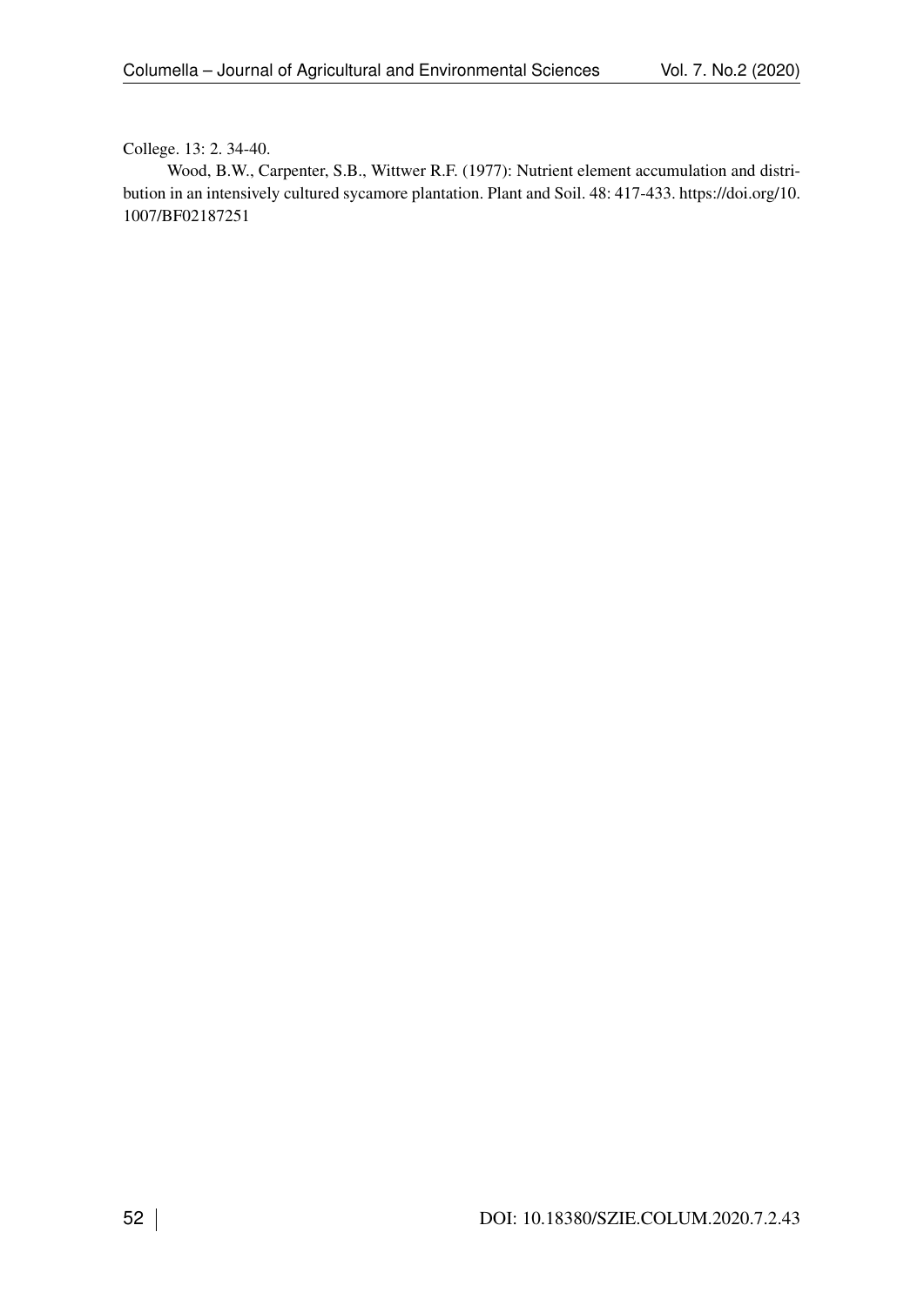College. 13: 2. 34-40.

Wood, B.W., Carpenter, S.B., Wittwer R.F. (1977): Nutrient element accumulation and distribution in an intensively cultured sycamore plantation. Plant and Soil. 48: 417-433. https://doi.org/10.1007/BF02187251